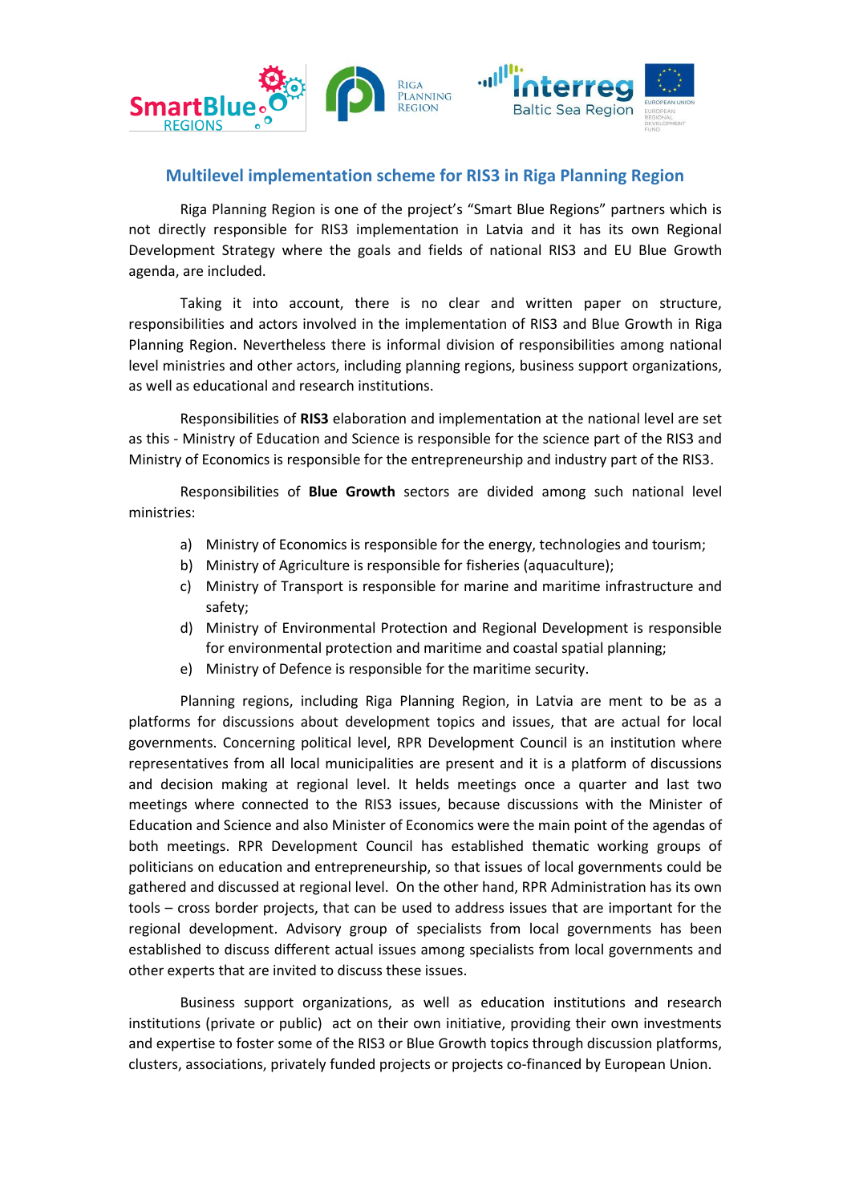## Multilevel implementation scheme for RIS3 in Riga Planning Region

Riga Planning Region is one of the project's "Smart Blue Regions" partners which is not directly responsible for RIS3 implementation in Latvia and it has its own Regional Development Strategy where the goals and fields of national RIS3 and EU Blue Growth agenda, are included.

Taking it into account, there is no clear and written paper on structure, responsibilities and actors involved in the implementation of RIS3 and Blue Growth in Riga Planning Region. Nevertheless there is informal division of responsibilities among national level ministries and other actors, including planning regions, business support organizations, as well as educational and research institutions.

Responsibilities of **RIS3** elaboration and implementation at the national level are set as this - Ministry of Education and Science is responsible for the science part of the RIS3 and Ministry of Economics is responsible for the entrepreneurship and industry part of the RIS3.

Responsibilities of **Blue Growth** sectors are divided among such national level ministries:

a) Ministry of Economics is responsible for the energy, technologies and tourism;
b) Ministry of Agriculture is responsible for fisheries (aquaculture);
c) Ministry of Transport is responsible for marine and maritime infrastructure and safety;
d) Ministry of Environmental Protection and Regional Development is responsible for environmental protection and maritime and coastal spatial planning;
e) Ministry of Defence is responsible for the maritime security.

Planning regions, including Riga Planning Region, in Latvia are ment to be as a platforms for discussions about development topics and issues, that are actual for local governments. Concerning political level, RPR Development Council is an institution where representatives from all local municipalities are present and it is a platform of discussions and decision making at regional level. It helds meetings once a quarter and last two meetings where connected to the RIS3 issues, because discussions with the Minister of Education and Science and also Minister of Economics were the main point of the agendas of both meetings. RPR Development Council has established thematic working groups of politicians on education and entrepreneurship, so that issues of local governments could be gathered and discussed at regional level. On the other hand, RPR Administration has its own tools – cross border projects, that can be used to address issues that are important for the regional development. Advisory group of specialists from local governments has been established to discuss different actual issues among specialists from local governments and other experts that are invited to discuss these issues.

Business support organizations, as well as education institutions and research institutions (private or public) act on their own initiative, providing their own investments and expertise to foster some of the RIS3 or Blue Growth topics through discussion platforms, clusters, associations, privately funded projects or projects co-financed by European Union.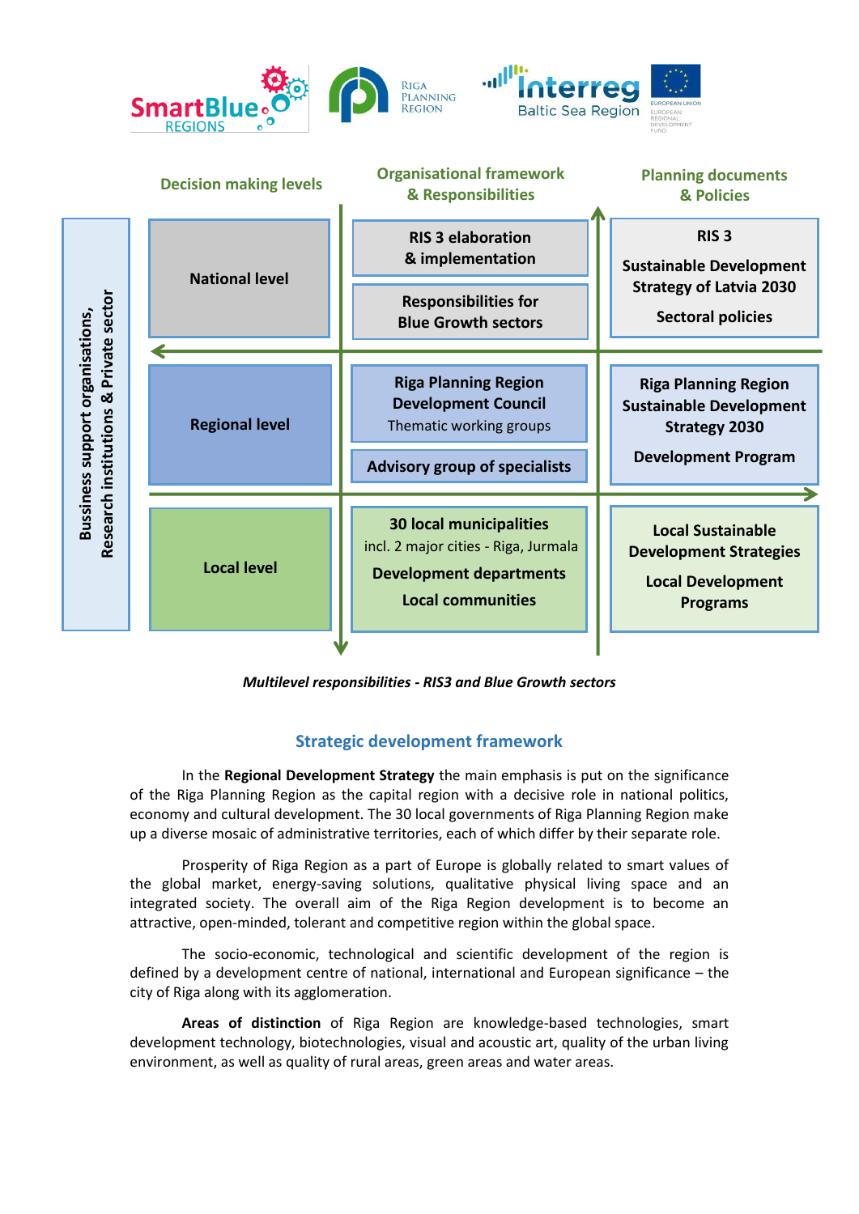| Decision making levels | Organisational framework & Responsibilities | Planning documents & Policies |
| --- | --- | --- |
| National level | RIS 3 elaboration & implementation<br>Responsibilities for Blue Growth sectors | RIS 3<br>Sustainable Development Strategy of Latvia 2030<br>Sectoral policies |
| Regional level | Riga Planning Region Development Council<br>Thematic working groups<br>Advisory group of specialists | Riga Planning Region Sustainable Development Strategy 2030<br>Development Program |
| Local level | 30 local municipalities<br>incl. 2 major cities - Riga, Jurmala<br>Development departments<br>Local communities | Local Sustainable Development Strategies<br>Local Development Programs |

Bussiness support organisations, Research institutions & Private sector

***Multilevel responsibilities - RIS3 and Blue Growth sectors***

## Strategic development framework

In the **Regional Development Strategy** the main emphasis is put on the significance of the Riga Planning Region as the capital region with a decisive role in national politics, economy and cultural development. The 30 local governments of Riga Planning Region make up a diverse mosaic of administrative territories, each of which differ by their separate role.

Prosperity of Riga Region as a part of Europe is globally related to smart values of the global market, energy-saving solutions, qualitative physical living space and an integrated society. The overall aim of the Riga Region development is to become an attractive, open-minded, tolerant and competitive region within the global space.

The socio-economic, technological and scientific development of the region is defined by a development centre of national, international and European significance – the city of Riga along with its agglomeration.

**Areas of distinction** of Riga Region are knowledge-based technologies, smart development technology, biotechnologies, visual and acoustic art, quality of the urban living environment, as well as quality of rural areas, green areas and water areas.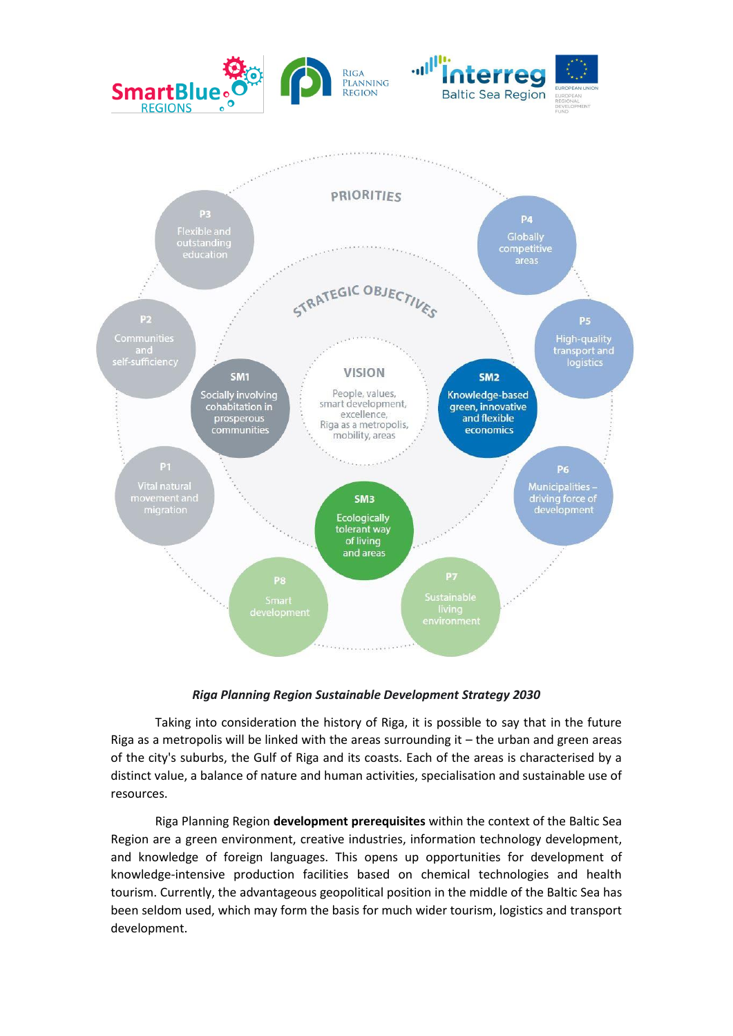PRIORITIES

STRATEGIC OBJECTIVES

**VISION**

People, values, smart development, excellence, Riga as a metropolis, mobility, areas

**SM1** Socially involving cohabitation in prosperous communities

**SM2** Knowledge-based green, innovative and flexible economics

**SM3** Ecologically tolerant way of living and areas

**P1** Vital natural movement and migration

**P2** Communities and self-sufficiency

**P3** Flexible and outstanding education

**P4** Globally competitive areas

**P5** High-quality transport and logistics

**P6** Municipalities – driving force of development

**P7** Sustainable living environment

**P8** Smart development

***Riga Planning Region Sustainable Development Strategy 2030***

Taking into consideration the history of Riga, it is possible to say that in the future Riga as a metropolis will be linked with the areas surrounding it – the urban and green areas of the city's suburbs, the Gulf of Riga and its coasts. Each of the areas is characterised by a distinct value, a balance of nature and human activities, specialisation and sustainable use of resources.

Riga Planning Region **development prerequisites** within the context of the Baltic Sea Region are a green environment, creative industries, information technology development, and knowledge of foreign languages. This opens up opportunities for development of knowledge-intensive production facilities based on chemical technologies and health tourism. Currently, the advantageous geopolitical position in the middle of the Baltic Sea has been seldom used, which may form the basis for much wider tourism, logistics and transport development.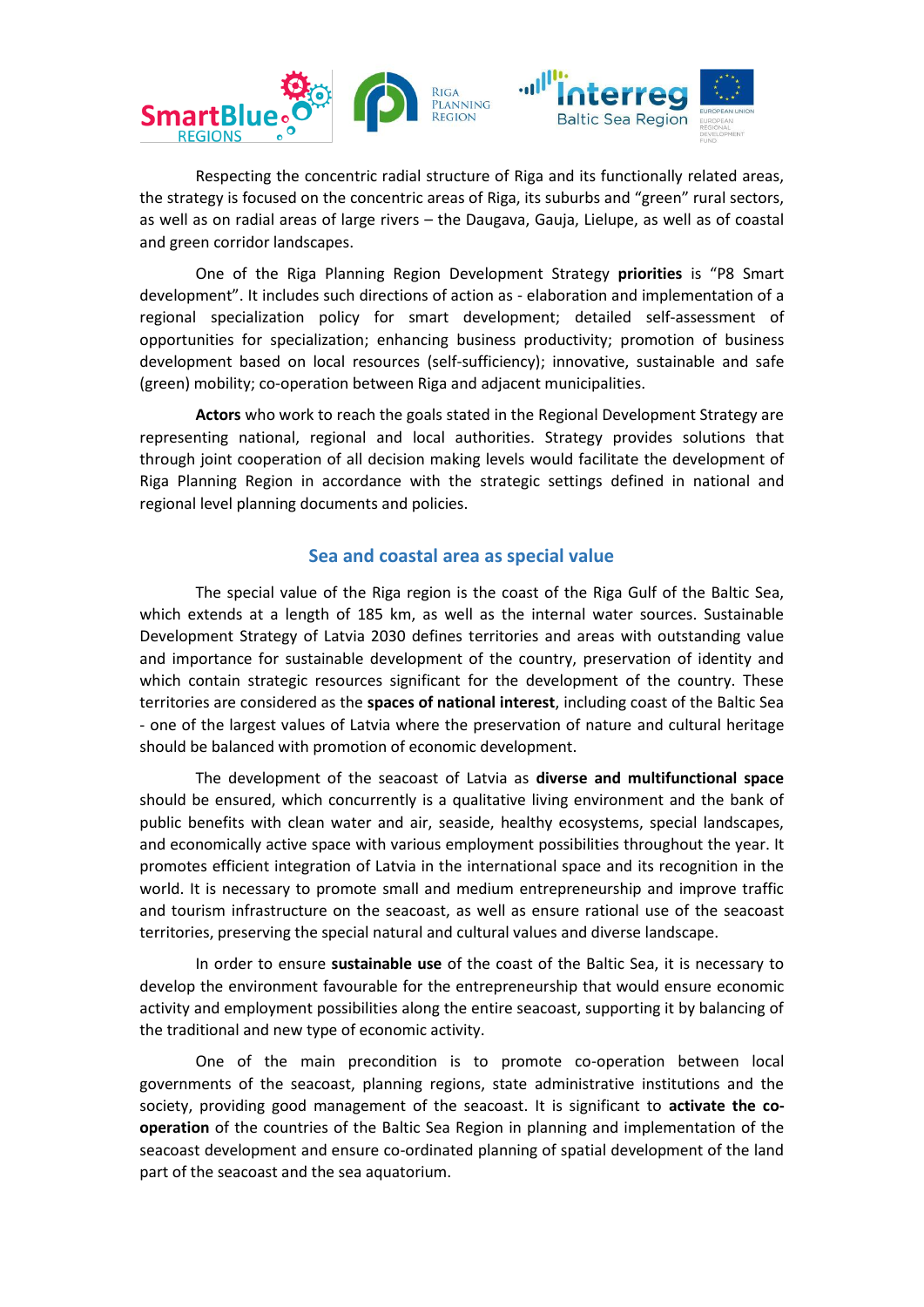Respecting the concentric radial structure of Riga and its functionally related areas, the strategy is focused on the concentric areas of Riga, its suburbs and "green" rural sectors, as well as on radial areas of large rivers – the Daugava, Gauja, Lielupe, as well as of coastal and green corridor landscapes.

One of the Riga Planning Region Development Strategy **priorities** is "P8 Smart development". It includes such directions of action as - elaboration and implementation of a regional specialization policy for smart development; detailed self-assessment of opportunities for specialization; enhancing business productivity; promotion of business development based on local resources (self-sufficiency); innovative, sustainable and safe (green) mobility; co-operation between Riga and adjacent municipalities.

**Actors** who work to reach the goals stated in the Regional Development Strategy are representing national, regional and local authorities. Strategy provides solutions that through joint cooperation of all decision making levels would facilitate the development of Riga Planning Region in accordance with the strategic settings defined in national and regional level planning documents and policies.

## Sea and coastal area as special value

The special value of the Riga region is the coast of the Riga Gulf of the Baltic Sea, which extends at a length of 185 km, as well as the internal water sources. Sustainable Development Strategy of Latvia 2030 defines territories and areas with outstanding value and importance for sustainable development of the country, preservation of identity and which contain strategic resources significant for the development of the country. These territories are considered as the **spaces of national interest**, including coast of the Baltic Sea - one of the largest values of Latvia where the preservation of nature and cultural heritage should be balanced with promotion of economic development.

The development of the seacoast of Latvia as **diverse and multifunctional space** should be ensured, which concurrently is a qualitative living environment and the bank of public benefits with clean water and air, seaside, healthy ecosystems, special landscapes, and economically active space with various employment possibilities throughout the year. It promotes efficient integration of Latvia in the international space and its recognition in the world. It is necessary to promote small and medium entrepreneurship and improve traffic and tourism infrastructure on the seacoast, as well as ensure rational use of the seacoast territories, preserving the special natural and cultural values and diverse landscape.

In order to ensure **sustainable use** of the coast of the Baltic Sea, it is necessary to develop the environment favourable for the entrepreneurship that would ensure economic activity and employment possibilities along the entire seacoast, supporting it by balancing of the traditional and new type of economic activity.

One of the main precondition is to promote co-operation between local governments of the seacoast, planning regions, state administrative institutions and the society, providing good management of the seacoast. It is significant to **activate the co-operation** of the countries of the Baltic Sea Region in planning and implementation of the seacoast development and ensure co-ordinated planning of spatial development of the land part of the seacoast and the sea aquatorium.